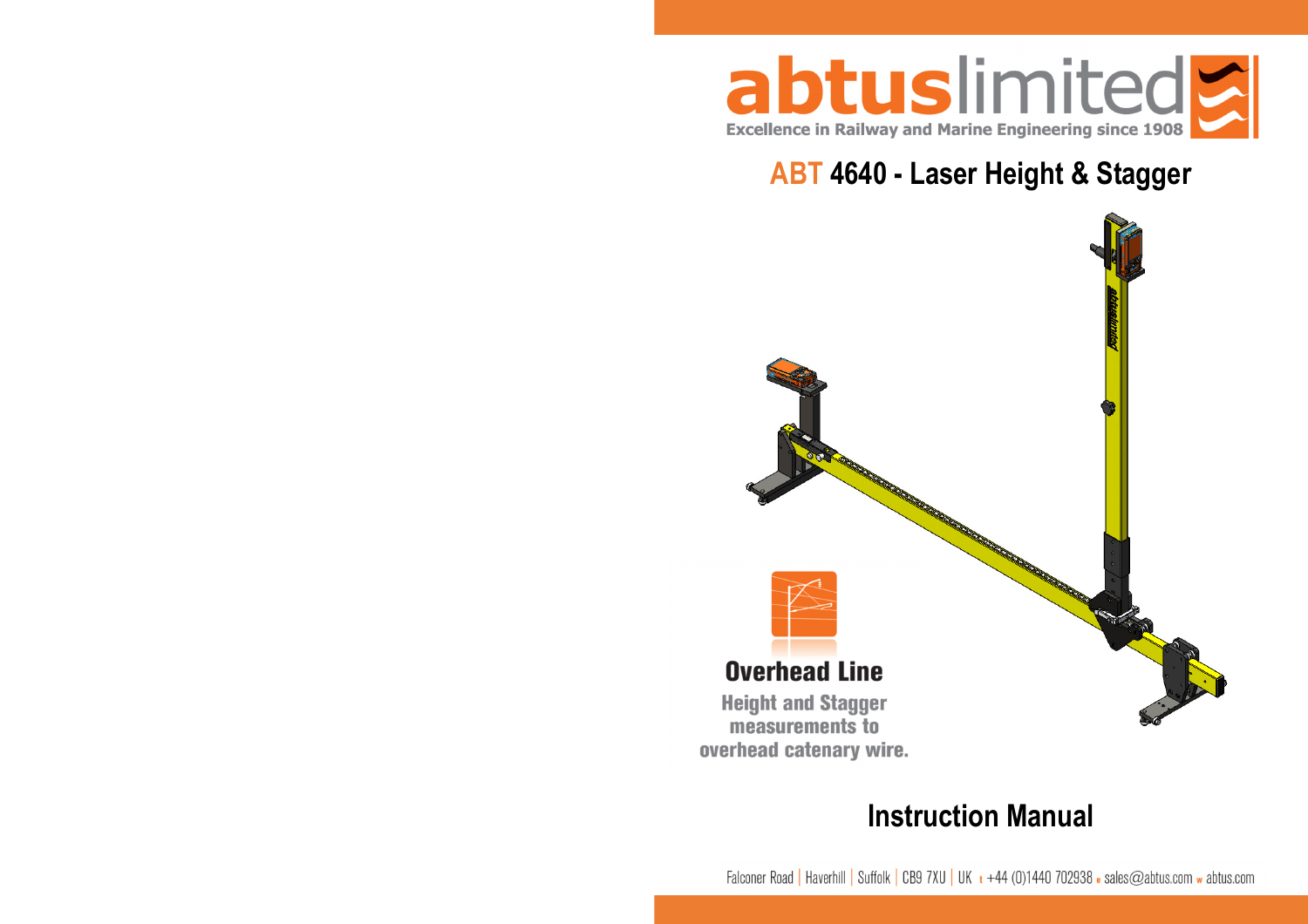abtuslimited

Excellence in Railway and Marine Engineering since 1908

# ABT 4640 - Laser Height & Stagger

## Overhead Line

Height and Stagger measurements to overhead catenary wire.

# Instruction Manual

Falconer Road | Haverhill | Suffolk | CB9 7XU | UK t +44 (0)1440 702938 e sales@abtus.com w abtus.com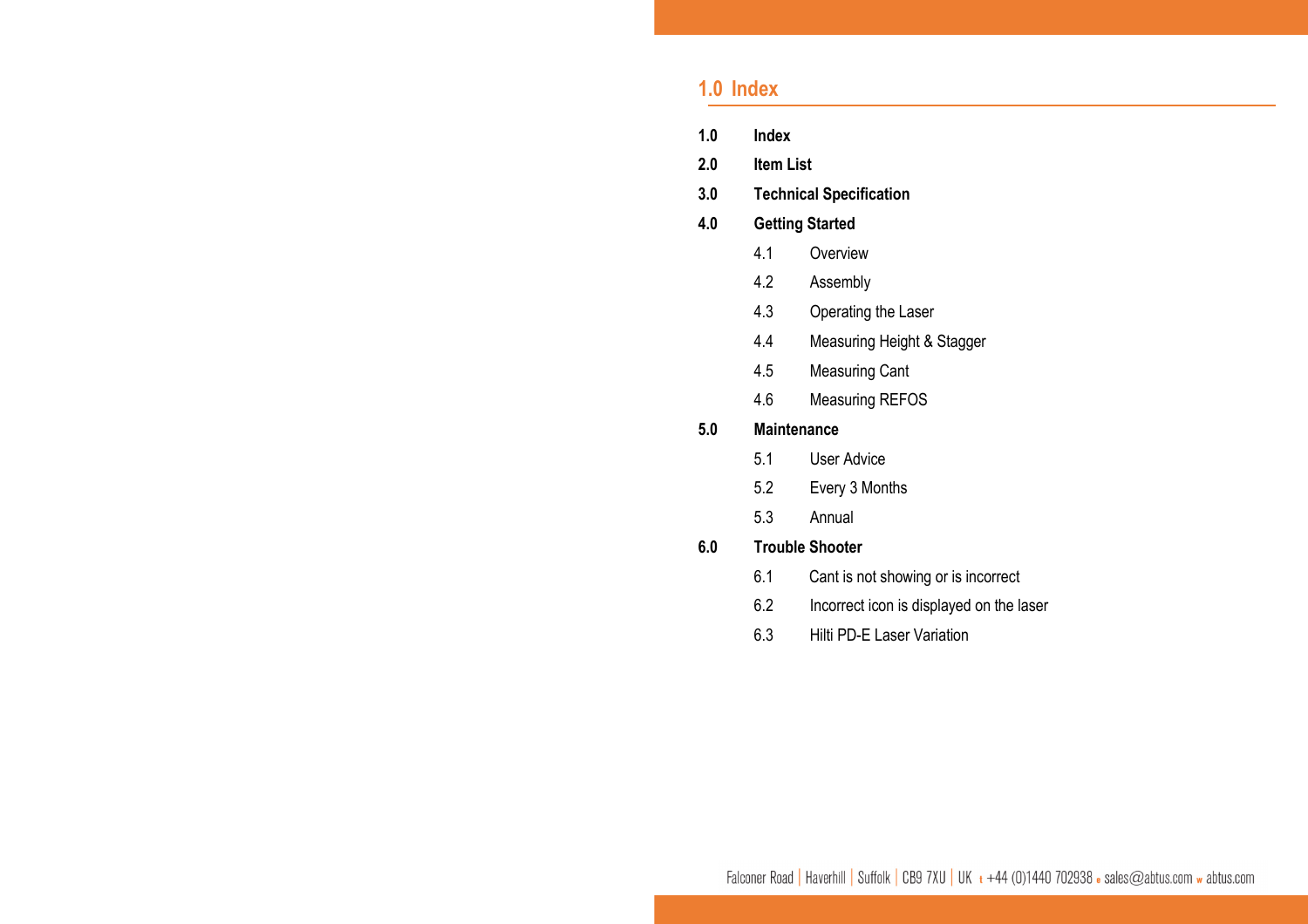## 1.0 Index

**1.0** **Index**

**2.0** **Item List**

**3.0** **Technical Specification**

**4.0** **Getting Started**

- 4.1 Overview
- 4.2 Assembly
- 4.3 Operating the Laser
- 4.4 Measuring Height & Stagger
- 4.5 Measuring Cant
- 4.6 Measuring REFOS

**5.0** **Maintenance**

- 5.1 User Advice
- 5.2 Every 3 Months
- 5.3 Annual

**6.0** **Trouble Shooter**

- 6.1 Cant is not showing or is incorrect
- 6.2 Incorrect icon is displayed on the laser
- 6.3 Hilti PD-E Laser Variation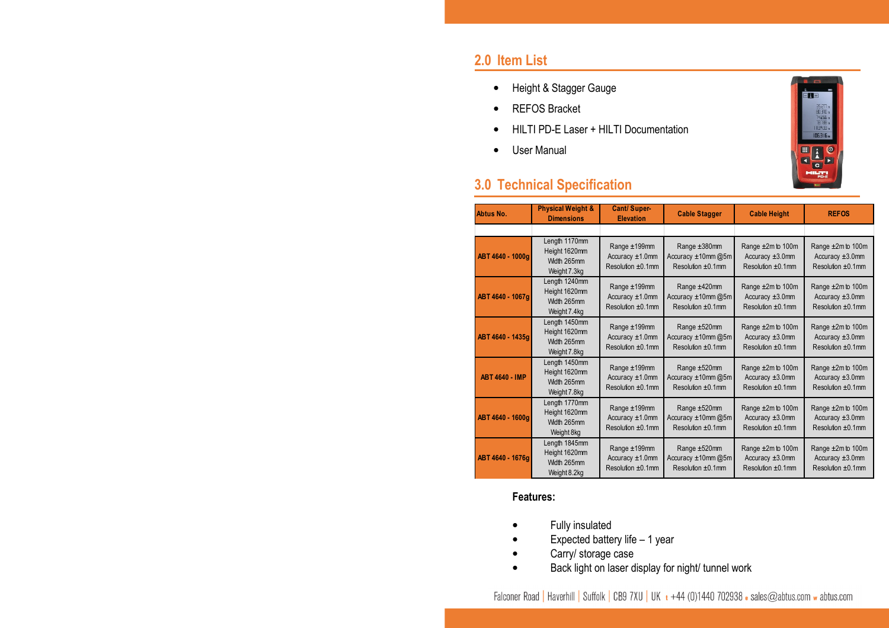## 2.0 Item List

- Height & Stagger Gauge
- REFOS Bracket
- HILTI PD-E Laser + HILTI Documentation
- User Manual

## 3.0 Technical Specification

| Abtus No. | Physical Weight & Dimensions | Cant/ Super-Elevation | Cable Stagger | Cable Height | REFOS |
|---|---|---|---|---|---|
| ABT 4640 - 1000g | Length 1170mm<br>Height 1620mm<br>Width 265mm<br>Weight 7.3kg | Range ±199mm<br>Accuracy ±1.0mm<br>Resolution ±0.1mm | Range ±380mm<br>Accuracy ±10mm @5m<br>Resolution ±0.1mm | Range ±2m to 100m<br>Accuracy ±3.0mm<br>Resolution ±0.1mm | Range ±2m to 100m<br>Accuracy ±3.0mm<br>Resolution ±0.1mm |
| ABT 4640 - 1067g | Length 1240mm<br>Height 1620mm<br>Width 265mm<br>Weight 7.4kg | Range ±199mm<br>Accuracy ±1.0mm<br>Resolution ±0.1mm | Range ±420mm<br>Accuracy ±10mm @5m<br>Resolution ±0.1mm | Range ±2m to 100m<br>Accuracy ±3.0mm<br>Resolution ±0.1mm | Range ±2m to 100m<br>Accuracy ±3.0mm<br>Resolution ±0.1mm |
| ABT 4640 - 1435g | Length 1450mm<br>Height 1620mm<br>Width 265mm<br>Weight 7.8kg | Range ±199mm<br>Accuracy ±1.0mm<br>Resolution ±0.1mm | Range ±520mm<br>Accuracy ±10mm @5m<br>Resolution ±0.1mm | Range ±2m to 100m<br>Accuracy ±3.0mm<br>Resolution ±0.1mm | Range ±2m to 100m<br>Accuracy ±3.0mm<br>Resolution ±0.1mm |
| ABT 4640 - IMP | Length 1450mm<br>Height 1620mm<br>Width 265mm<br>Weight 7.8kg | Range ±199mm<br>Accuracy ±1.0mm<br>Resolution ±0.1mm | Range ±520mm<br>Accuracy ±10mm @5m<br>Resolution ±0.1mm | Range ±2m to 100m<br>Accuracy ±3.0mm<br>Resolution ±0.1mm | Range ±2m to 100m<br>Accuracy ±3.0mm<br>Resolution ±0.1mm |
| ABT 4640 - 1600g | Length 1770mm<br>Height 1620mm<br>Width 265mm<br>Weight 8kg | Range ±199mm<br>Accuracy ±1.0mm<br>Resolution ±0.1mm | Range ±520mm<br>Accuracy ±10mm @5m<br>Resolution ±0.1mm | Range ±2m to 100m<br>Accuracy ±3.0mm<br>Resolution ±0.1mm | Range ±2m to 100m<br>Accuracy ±3.0mm<br>Resolution ±0.1mm |
| ABT 4640 - 1676g | Length 1845mm<br>Height 1620mm<br>Width 265mm<br>Weight 8.2kg | Range ±199mm<br>Accuracy ±1.0mm<br>Resolution ±0.1mm | Range ±520mm<br>Accuracy ±10mm @5m<br>Resolution ±0.1mm | Range ±2m to 100m<br>Accuracy ±3.0mm<br>Resolution ±0.1mm | Range ±2m to 100m<br>Accuracy ±3.0mm<br>Resolution ±0.1mm |

**Features:**

- Fully insulated
- Expected battery life – 1 year
- Carry/ storage case
- Back light on laser display for night/ tunnel work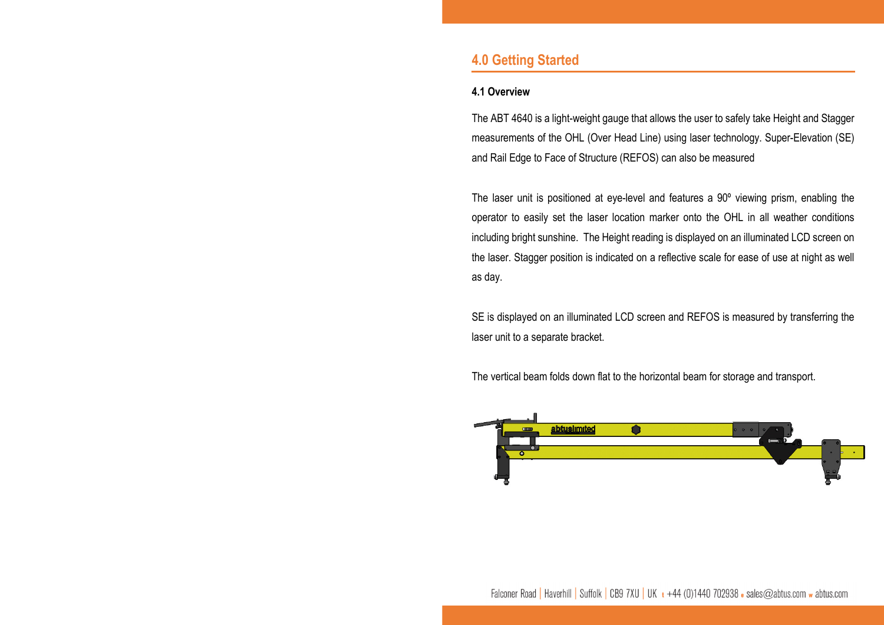## 4.0 Getting Started

### 4.1 Overview

The ABT 4640 is a light-weight gauge that allows the user to safely take Height and Stagger measurements of the OHL (Over Head Line) using laser technology. Super-Elevation (SE) and Rail Edge to Face of Structure (REFOS) can also be measured

The laser unit is positioned at eye-level and features a 90º viewing prism, enabling the operator to easily set the laser location marker onto the OHL in all weather conditions including bright sunshine. The Height reading is displayed on an illuminated LCD screen on the laser. Stagger position is indicated on a reflective scale for ease of use at night as well as day.

SE is displayed on an illuminated LCD screen and REFOS is measured by transferring the laser unit to a separate bracket.

The vertical beam folds down flat to the horizontal beam for storage and transport.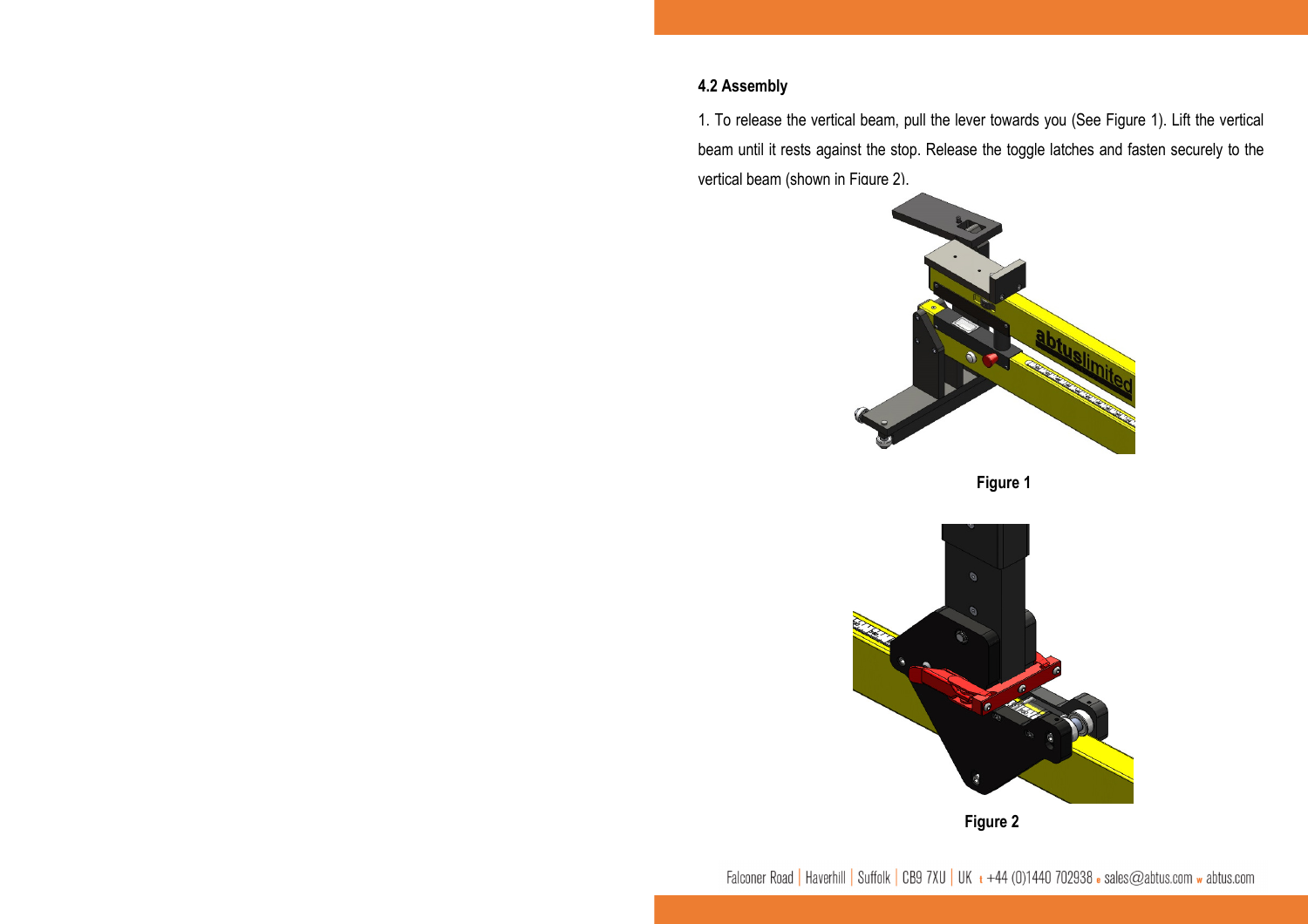### 4.2 Assembly

1. To release the vertical beam, pull the lever towards you (See Figure 1). Lift the vertical beam until it rests against the stop. Release the toggle latches and fasten securely to the vertical beam (shown in Figure 2).

Figure 1

Figure 2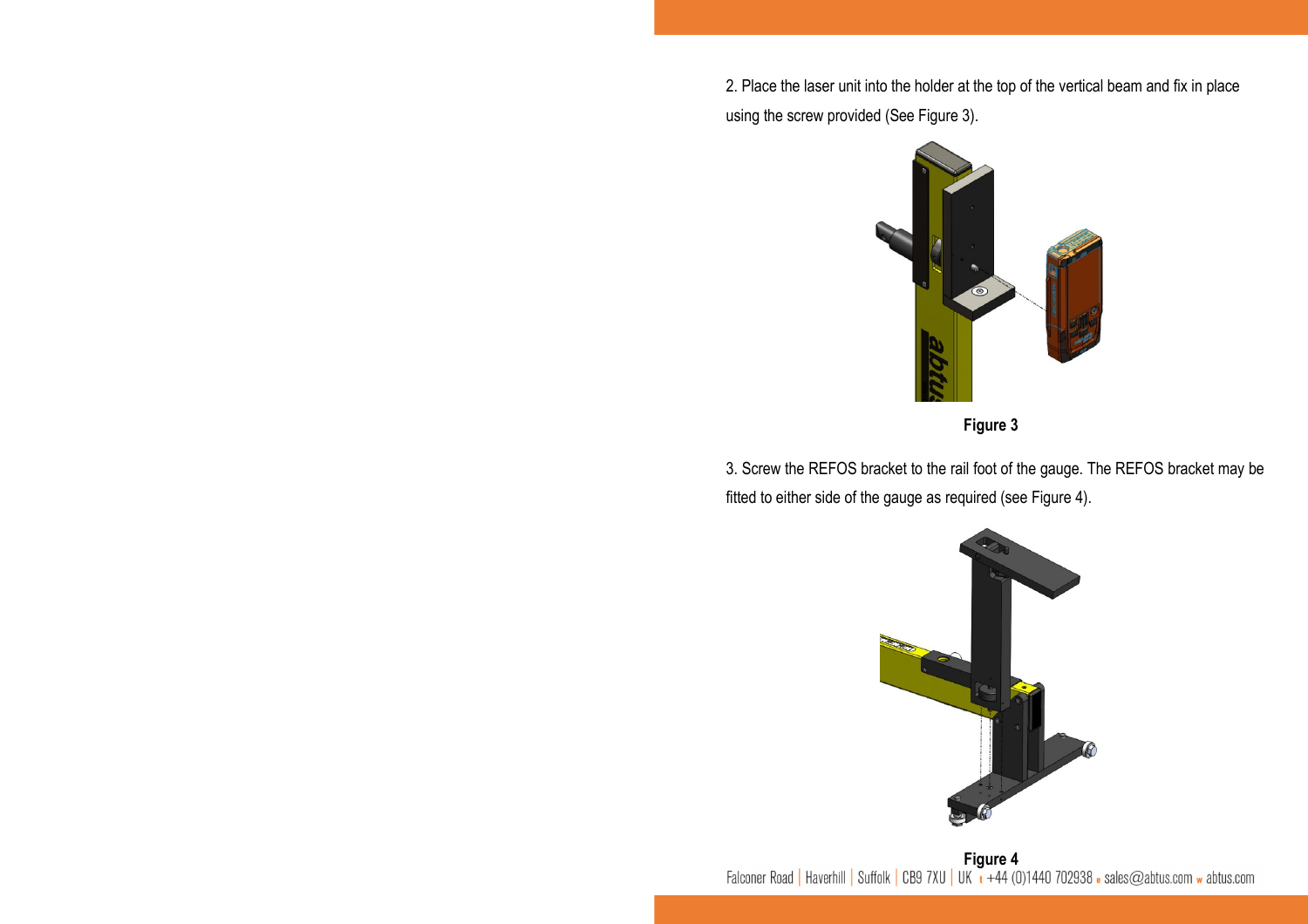2. Place the laser unit into the holder at the top of the vertical beam and fix in place using the screw provided (See Figure 3).

**Figure 3**

3. Screw the REFOS bracket to the rail foot of the gauge. The REFOS bracket may be fitted to either side of the gauge as required (see Figure 4).

**Figure 4**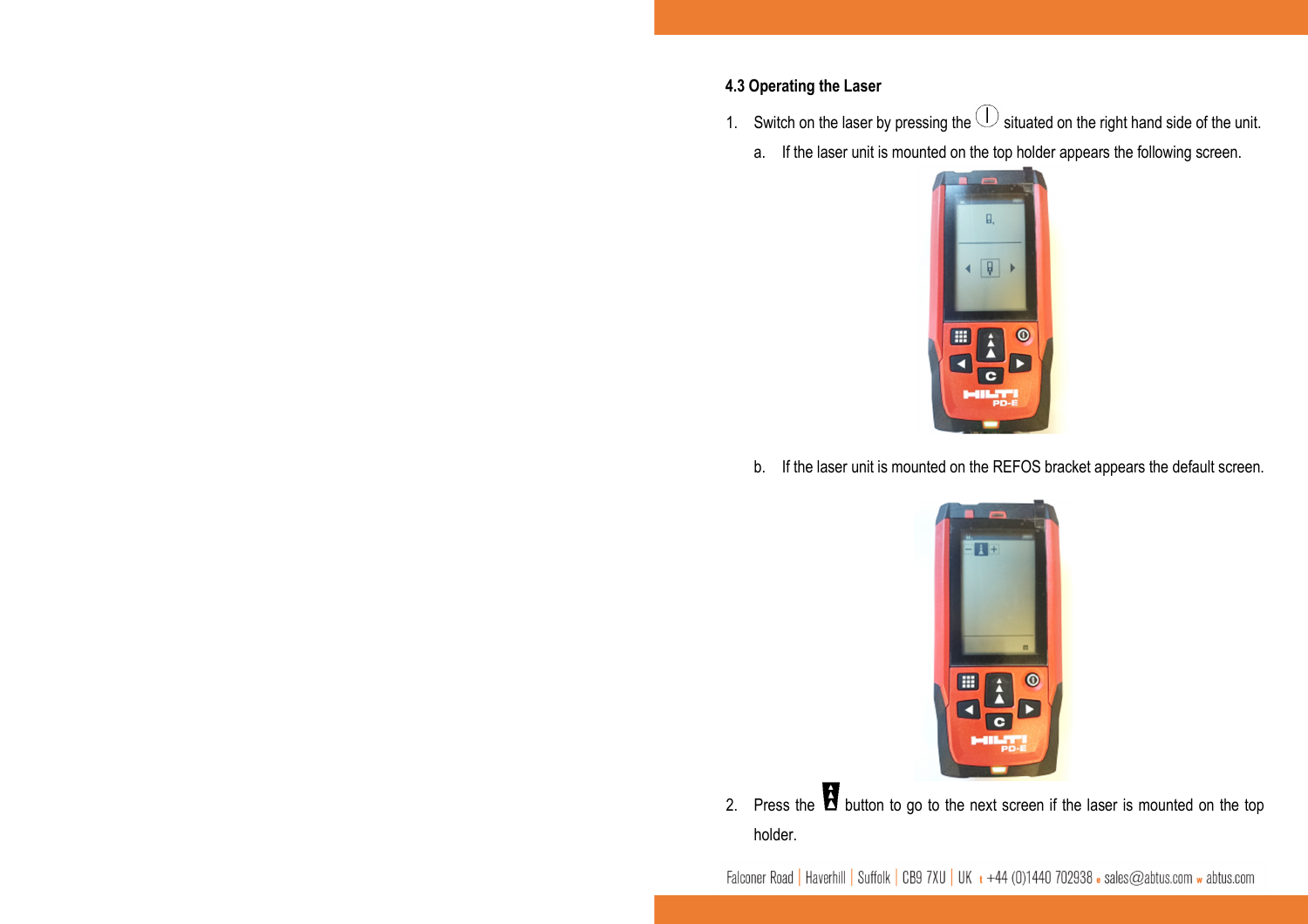### 4.3 Operating the Laser

1. Switch on the laser by pressing the situated on the right hand side of the unit.
   a. If the laser unit is mounted on the top holder appears the following screen.
   b. If the laser unit is mounted on the REFOS bracket appears the default screen.
2. Press the button to go to the next screen if the laser is mounted on the top holder.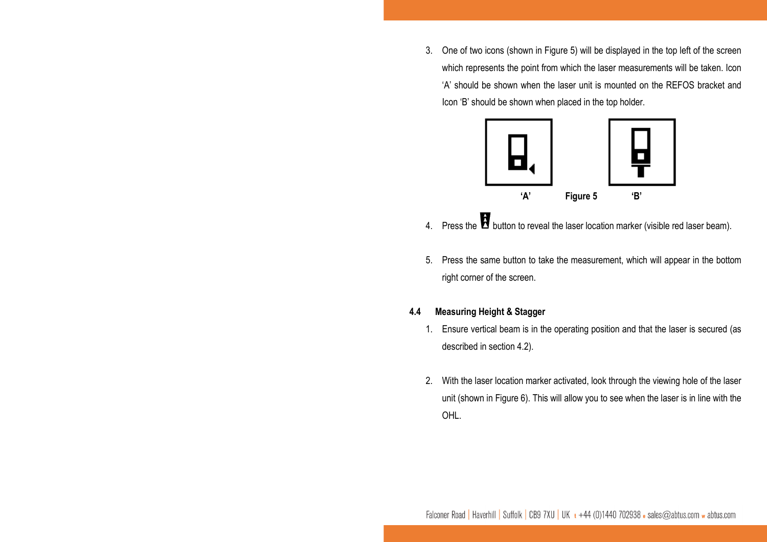3. One of two icons (shown in Figure 5) will be displayed in the top left of the screen which represents the point from which the laser measurements will be taken. Icon 'A' should be shown when the laser unit is mounted on the REFOS bracket and Icon 'B' should be shown when placed in the top holder.

**'A'** **Figure 5** **'B'**

4. Press the button to reveal the laser location marker (visible red laser beam).

5. Press the same button to take the measurement, which will appear in the bottom right corner of the screen.

### 4.4 Measuring Height & Stagger

1. Ensure vertical beam is in the operating position and that the laser is secured (as described in section 4.2).

2. With the laser location marker activated, look through the viewing hole of the laser unit (shown in Figure 6). This will allow you to see when the laser is in line with the OHL.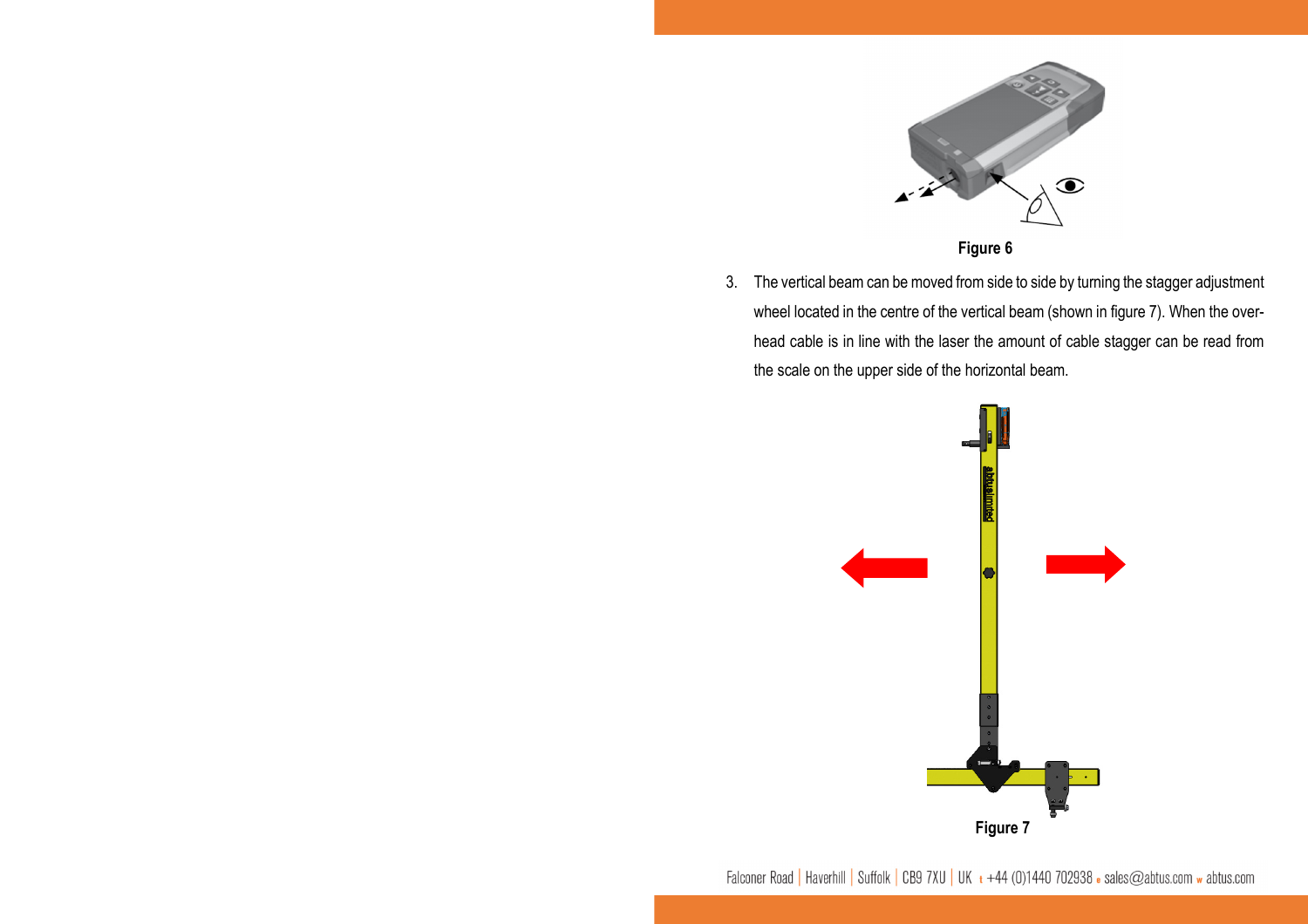Figure 6

3. The vertical beam can be moved from side to side by turning the stagger adjustment wheel located in the centre of the vertical beam (shown in figure 7). When the overhead cable is in line with the laser the amount of cable stagger can be read from the scale on the upper side of the horizontal beam.

Figure 7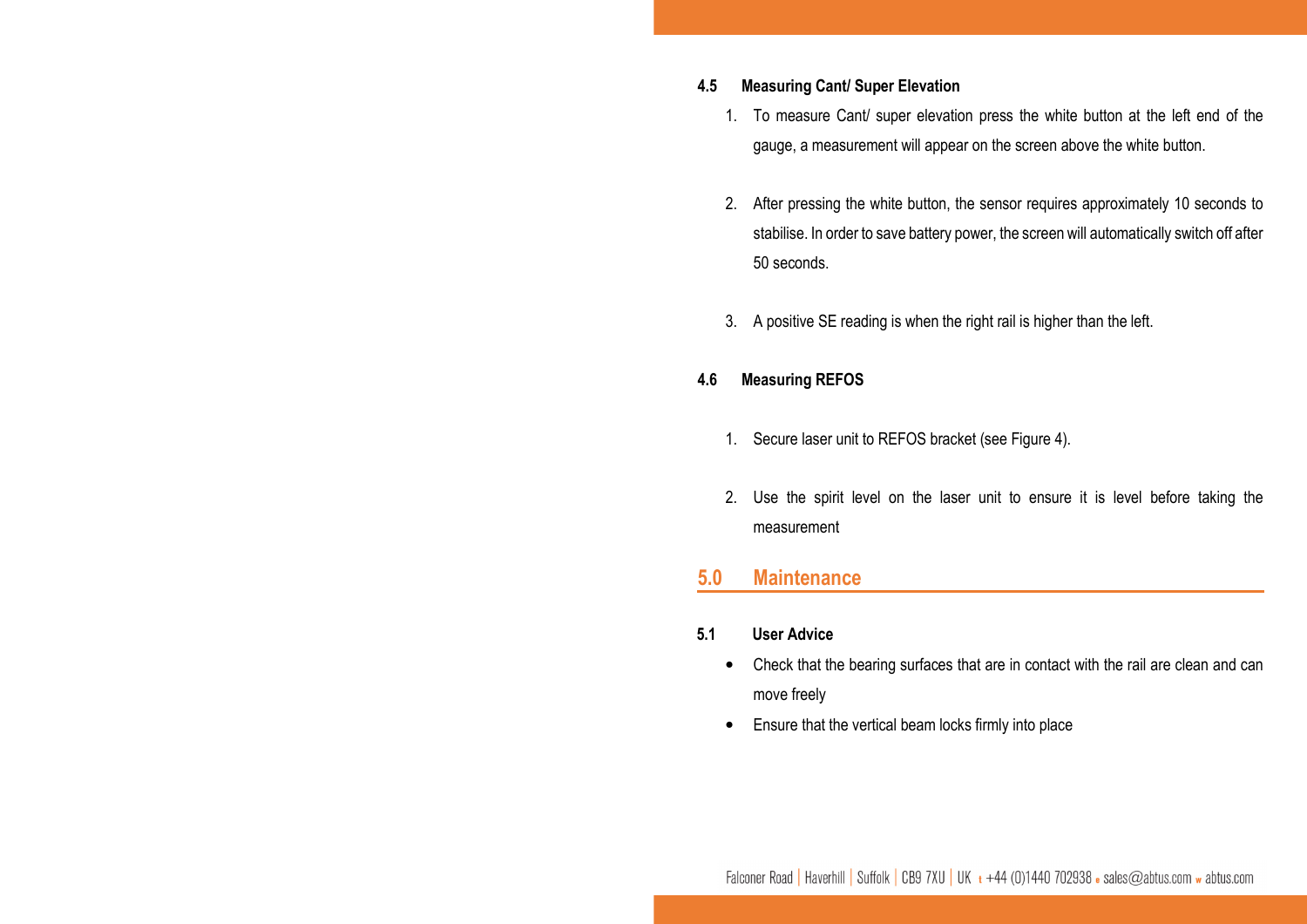### 4.5 Measuring Cant/ Super Elevation

1. To measure Cant/ super elevation press the white button at the left end of the gauge, a measurement will appear on the screen above the white button.

2. After pressing the white button, the sensor requires approximately 10 seconds to stabilise. In order to save battery power, the screen will automatically switch off after 50 seconds.

3. A positive SE reading is when the right rail is higher than the left.

### 4.6 Measuring REFOS

1. Secure laser unit to REFOS bracket (see Figure 4).

2. Use the spirit level on the laser unit to ensure it is level before taking the measurement

## 5.0 Maintenance

### 5.1 User Advice

- Check that the bearing surfaces that are in contact with the rail are clean and can move freely
- Ensure that the vertical beam locks firmly into place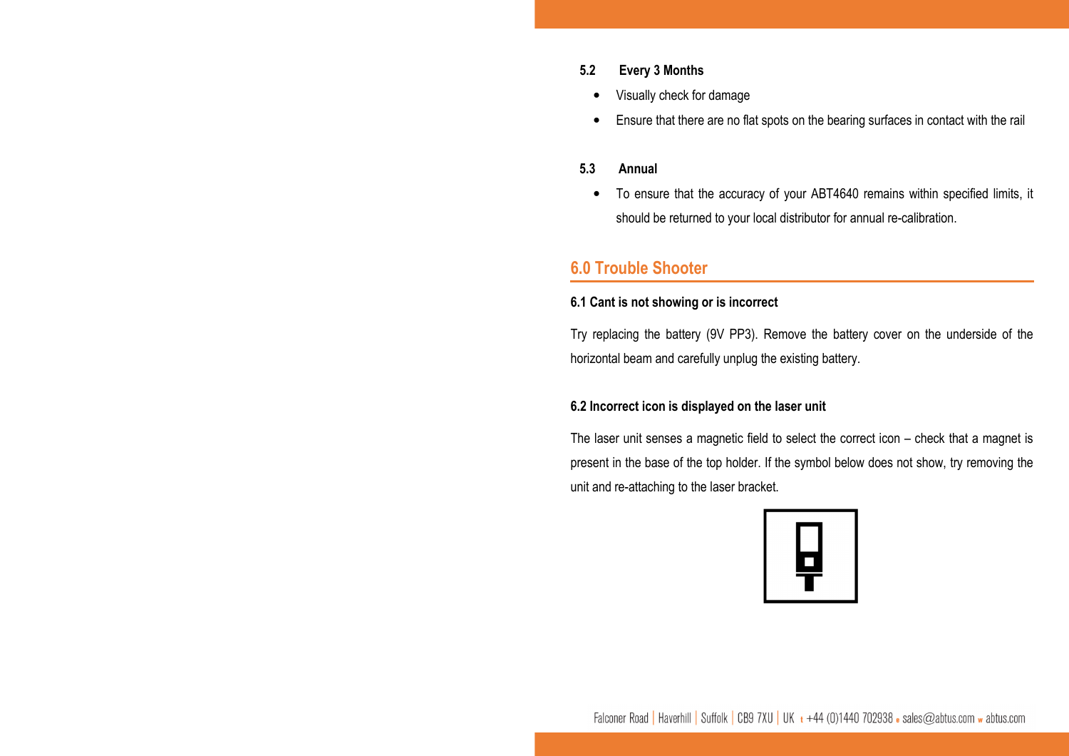### 5.2 Every 3 Months

- Visually check for damage
- Ensure that there are no flat spots on the bearing surfaces in contact with the rail

### 5.3 Annual

- To ensure that the accuracy of your ABT4640 remains within specified limits, it should be returned to your local distributor for annual re-calibration.

## 6.0 Trouble Shooter

**6.1 Cant is not showing or is incorrect**

Try replacing the battery (9V PP3). Remove the battery cover on the underside of the horizontal beam and carefully unplug the existing battery.

**6.2 Incorrect icon is displayed on the laser unit**

The laser unit senses a magnetic field to select the correct icon – check that a magnet is present in the base of the top holder. If the symbol below does not show, try removing the unit and re-attaching to the laser bracket.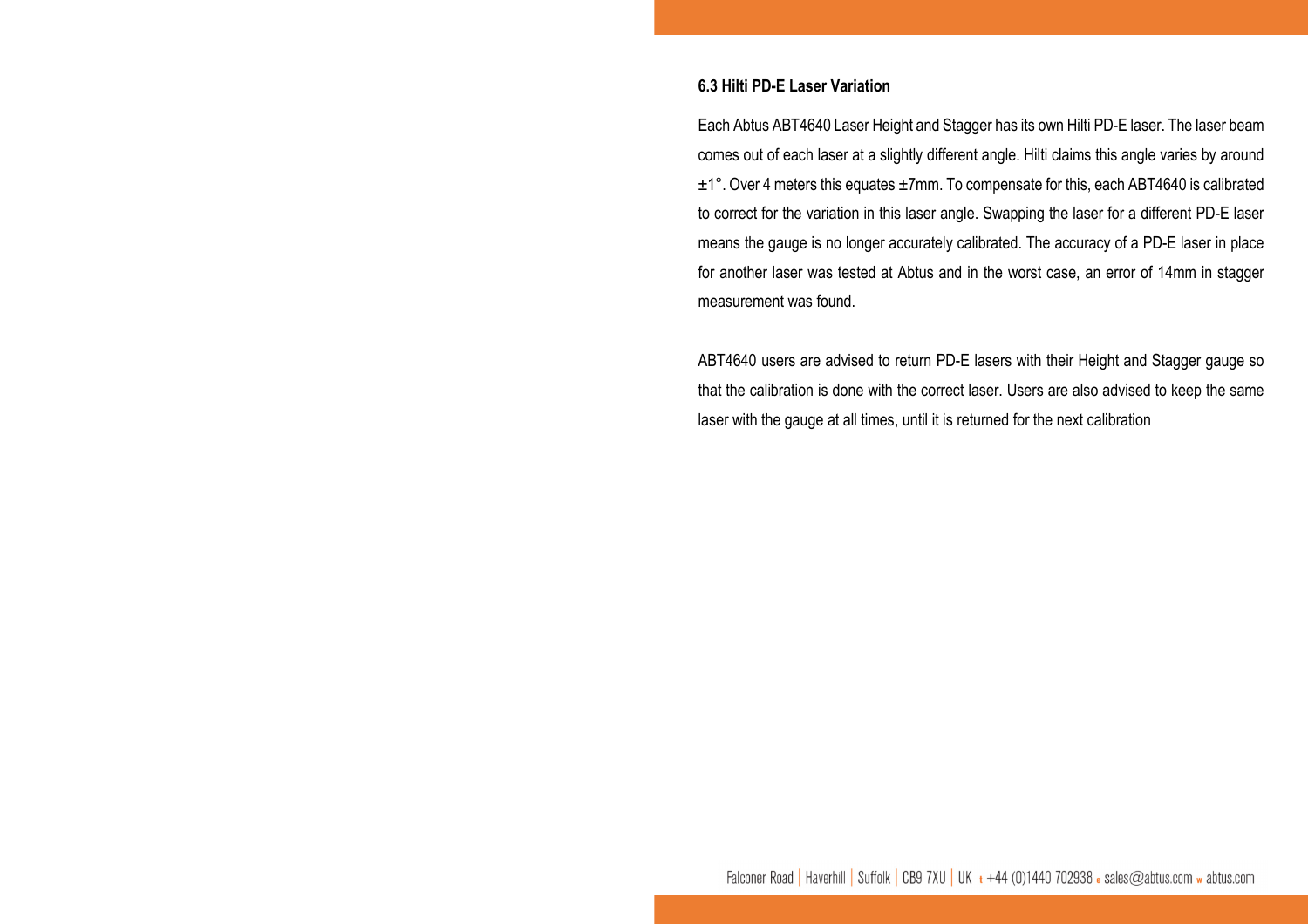### 6.3 Hilti PD-E Laser Variation

Each Abtus ABT4640 Laser Height and Stagger has its own Hilti PD-E laser. The laser beam comes out of each laser at a slightly different angle. Hilti claims this angle varies by around ±1°. Over 4 meters this equates ±7mm. To compensate for this, each ABT4640 is calibrated to correct for the variation in this laser angle. Swapping the laser for a different PD-E laser means the gauge is no longer accurately calibrated. The accuracy of a PD-E laser in place for another laser was tested at Abtus and in the worst case, an error of 14mm in stagger measurement was found.

ABT4640 users are advised to return PD-E lasers with their Height and Stagger gauge so that the calibration is done with the correct laser. Users are also advised to keep the same laser with the gauge at all times, until it is returned for the next calibration